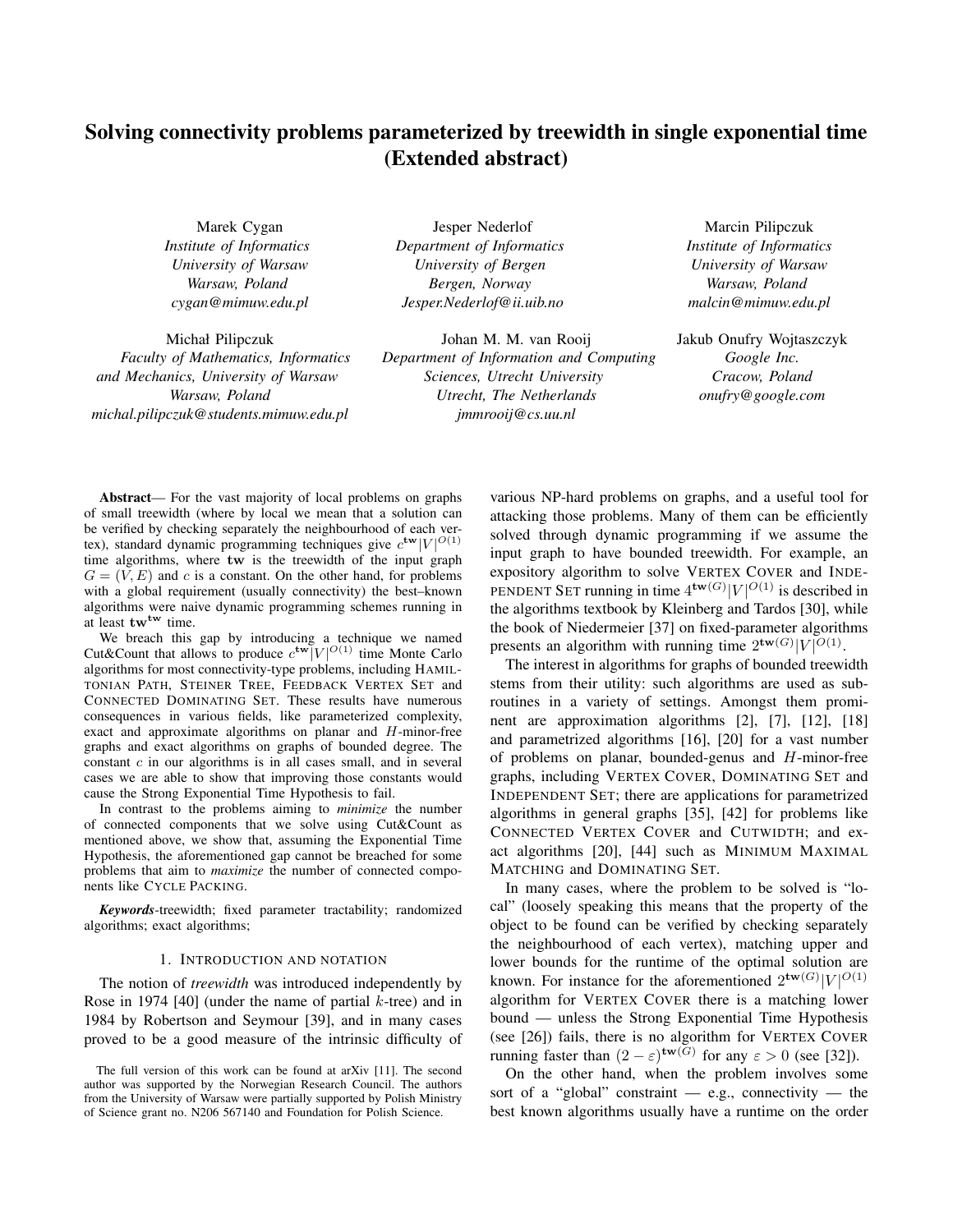# Solving connectivity problems parameterized by treewidth in single exponential time (Extended abstract)

Marek Cygan
*Institute of Informatics*
*University of Warsaw*
*Warsaw, Poland*
*cygan@mimuw.edu.pl*

Jesper Nederlof
*Department of Informatics*
*University of Bergen*
*Bergen, Norway*
*Jesper.Nederlof@ii.uib.no*

Marcin Pilipczuk
*Institute of Informatics*
*University of Warsaw*
*Warsaw, Poland*
*malcin@mimuw.edu.pl*

Michał Pilipczuk
*Faculty of Mathematics, Informatics and Mechanics, University of Warsaw*
*Warsaw, Poland*
*michal.pilipczuk@students.mimuw.edu.pl*

Johan M. M. van Rooij
*Department of Information and Computing Sciences, Utrecht University*
*Utrecht, The Netherlands*
*jmmrooij@cs.uu.nl*

Jakub Onufry Wojtaszczyk
*Google Inc.*
*Cracow, Poland*
*onufry@google.com*

**Abstract**— For the vast majority of local problems on graphs of small treewidth (where by local we mean that a solution can be verified by checking separately the neighbourhood of each vertex), standard dynamic programming techniques give $c^{\mathbf{tw}}|V|^{O(1)}$ time algorithms, where $\mathbf{tw}$ is the treewidth of the input graph $G = (V, E)$ and $c$ is a constant. On the other hand, for problems with a global requirement (usually connectivity) the best–known algorithms were naive dynamic programming schemes running in at least $\mathbf{tw}^{\mathbf{tw}}$ time.

We breach this gap by introducing a technique we named Cut&Count that allows to produce $c^{\mathbf{tw}}|V|^{O(1)}$ time Monte Carlo algorithms for most connectivity-type problems, including HAMILTONIAN PATH, STEINER TREE, FEEDBACK VERTEX SET and CONNECTED DOMINATING SET. These results have numerous consequences in various fields, like parameterized complexity, exact and approximate algorithms on planar and $H$-minor-free graphs and exact algorithms on graphs of bounded degree. The constant $c$ in our algorithms is in all cases small, and in several cases we are able to show that improving those constants would cause the Strong Exponential Time Hypothesis to fail.

In contrast to the problems aiming to *minimize* the number of connected components that we solve using Cut&Count as mentioned above, we show that, assuming the Exponential Time Hypothesis, the aforementioned gap cannot be breached for some problems that aim to *maximize* the number of connected components like CYCLE PACKING.

***Keywords***-treewidth; fixed parameter tractability; randomized algorithms; exact algorithms;

## 1. INTRODUCTION AND NOTATION

The notion of *treewidth* was introduced independently by Rose in 1974 [40] (under the name of partial $k$-tree) and in 1984 by Robertson and Seymour [39], and in many cases proved to be a good measure of the intrinsic difficulty of various NP-hard problems on graphs, and a useful tool for attacking those problems. Many of them can be efficiently solved through dynamic programming if we assume the input graph to have bounded treewidth. For example, an expository algorithm to solve VERTEX COVER and INDEPENDENT SET running in time $4^{\mathbf{tw}(G)}|V|^{O(1)}$ is described in the algorithms textbook by Kleinberg and Tardos [30], while the book of Niedermeier [37] on fixed-parameter algorithms presents an algorithm with running time $2^{\mathbf{tw}(G)}|V|^{O(1)}$.

The interest in algorithms for graphs of bounded treewidth stems from their utility: such algorithms are used as subroutines in a variety of settings. Amongst them prominent are approximation algorithms [2], [7], [12], [18] and parametrized algorithms [16], [20] for a vast number of problems on planar, bounded-genus and $H$-minor-free graphs, including VERTEX COVER, DOMINATING SET and INDEPENDENT SET; there are applications for parametrized algorithms in general graphs [35], [42] for problems like CONNECTED VERTEX COVER and CUTWIDTH; and exact algorithms [20], [44] such as MINIMUM MAXIMAL MATCHING and DOMINATING SET.

In many cases, where the problem to be solved is "local" (loosely speaking this means that the property of the object to be found can be verified by checking separately the neighbourhood of each vertex), matching upper and lower bounds for the runtime of the optimal solution are known. For instance for the aforementioned $2^{\mathbf{tw}(G)}|V|^{O(1)}$ algorithm for VERTEX COVER there is a matching lower bound — unless the Strong Exponential Time Hypothesis (see [26]) fails, there is no algorithm for VERTEX COVER running faster than $(2 - \varepsilon)^{\mathbf{tw}(G)}$ for any $\varepsilon > 0$ (see [32]).

On the other hand, when the problem involves some sort of a "global" constraint — e.g., connectivity — the best known algorithms usually have a runtime on the order

The full version of this work can be found at arXiv [11]. The second author was supported by the Norwegian Research Council. The authors from the University of Warsaw were partially supported by Polish Ministry of Science grant no. N206 567140 and Foundation for Polish Science.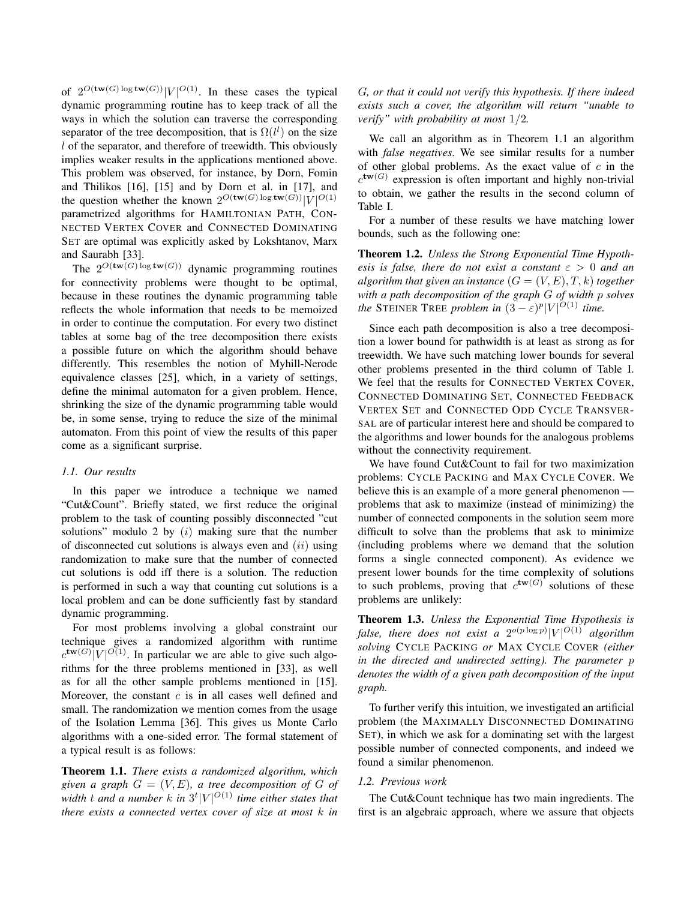of $2^{O(\mathbf{tw}(G)\log \mathbf{tw}(G))}|V|^{O(1)}$. In these cases the typical dynamic programming routine has to keep track of all the ways in which the solution can traverse the corresponding separator of the tree decomposition, that is $\Omega(l^l)$ on the size $l$ of the separator, and therefore of treewidth. This obviously implies weaker results in the applications mentioned above. This problem was observed, for instance, by Dorn, Fomin and Thilikos [16], [15] and by Dorn et al. in [17], and the question whether the known $2^{O(\mathbf{tw}(G)\log \mathbf{tw}(G))}|V|^{O(1)}$ parametrized algorithms for HAMILTONIAN PATH, CONNECTED VERTEX COVER and CONNECTED DOMINATING SET are optimal was explicitly asked by Lokshtanov, Marx and Saurabh [33].

The $2^{O(\mathbf{tw}(G)\log \mathbf{tw}(G))}$ dynamic programming routines for connectivity problems were thought to be optimal, because in these routines the dynamic programming table reflects the whole information that needs to be memoized in order to continue the computation. For every two distinct tables at some bag of the tree decomposition there exists a possible future on which the algorithm should behave differently. This resembles the notion of Myhill-Nerode equivalence classes [25], which, in a variety of settings, define the minimal automaton for a given problem. Hence, shrinking the size of the dynamic programming table would be, in some sense, trying to reduce the size of the minimal automaton. From this point of view the results of this paper come as a significant surprise.

### 1.1. Our results

In this paper we introduce a technique we named "Cut&Count". Briefly stated, we first reduce the original problem to the task of counting possibly disconnected "cut solutions" modulo 2 by $(i)$ making sure that the number of disconnected cut solutions is always even and $(ii)$ using randomization to make sure that the number of connected cut solutions is odd iff there is a solution. The reduction is performed in such a way that counting cut solutions is a local problem and can be done sufficiently fast by standard dynamic programming.

For most problems involving a global constraint our technique gives a randomized algorithm with runtime $c^{\mathbf{tw}(G)}|V|^{O(1)}$. In particular we are able to give such algorithms for the three problems mentioned in [33], as well as for all the other sample problems mentioned in [15]. Moreover, the constant $c$ is in all cases well defined and small. The randomization we mention comes from the usage of the Isolation Lemma [36]. This gives us Monte Carlo algorithms with a one-sided error. The formal statement of a typical result is as follows:

**Theorem 1.1.** *There exists a randomized algorithm, which given a graph $G = (V, E)$, a tree decomposition of $G$ of width $t$ and a number $k$ in $3^t|V|^{O(1)}$ time either states that there exists a connected vertex cover of size at most $k$ in $G$, or that it could not verify this hypothesis. If there indeed exists such a cover, the algorithm will return "unable to verify" with probability at most $1/2$.*

We call an algorithm as in Theorem 1.1 an algorithm with *false negatives*. We see similar results for a number of other global problems. As the exact value of $c$ in the $c^{\mathbf{tw}(G)}$ expression is often important and highly non-trivial to obtain, we gather the results in the second column of Table I.

For a number of these results we have matching lower bounds, such as the following one:

**Theorem 1.2.** *Unless the Strong Exponential Time Hypothesis is false, there do not exist a constant $\varepsilon > 0$ and an algorithm that given an instance $(G = (V, E), T, k)$ together with a path decomposition of the graph $G$ of width $p$ solves the* STEINER TREE *problem in $(3 - \varepsilon)^p|V|^{O(1)}$ time.*

Since each path decomposition is also a tree decomposition a lower bound for pathwidth is at least as strong as for treewidth. We have such matching lower bounds for several other problems presented in the third column of Table I. We feel that the results for CONNECTED VERTEX COVER, CONNECTED DOMINATING SET, CONNECTED FEEDBACK VERTEX SET and CONNECTED ODD CYCLE TRANSVERSAL are of particular interest here and should be compared to the algorithms and lower bounds for the analogous problems without the connectivity requirement.

We have found Cut&Count to fail for two maximization problems: CYCLE PACKING and MAX CYCLE COVER. We believe this is an example of a more general phenomenon — problems that ask to maximize (instead of minimizing) the number of connected components in the solution seem more difficult to solve than the problems that ask to minimize (including problems where we demand that the solution forms a single connected component). As evidence we present lower bounds for the time complexity of solutions to such problems, proving that $c^{\mathbf{tw}(G)}$ solutions of these problems are unlikely:

**Theorem 1.3.** *Unless the Exponential Time Hypothesis is false, there does not exist a $2^{o(p \log p)}|V|^{O(1)}$ algorithm solving* CYCLE PACKING *or* MAX CYCLE COVER *(either in the directed and undirected setting). The parameter $p$ denotes the width of a given path decomposition of the input graph.*

To further verify this intuition, we investigated an artificial problem (the MAXIMALLY DISCONNECTED DOMINATING SET), in which we ask for a dominating set with the largest possible number of connected components, and indeed we found a similar phenomenon.

### 1.2. Previous work

The Cut&Count technique has two main ingredients. The first is an algebraic approach, where we assure that objects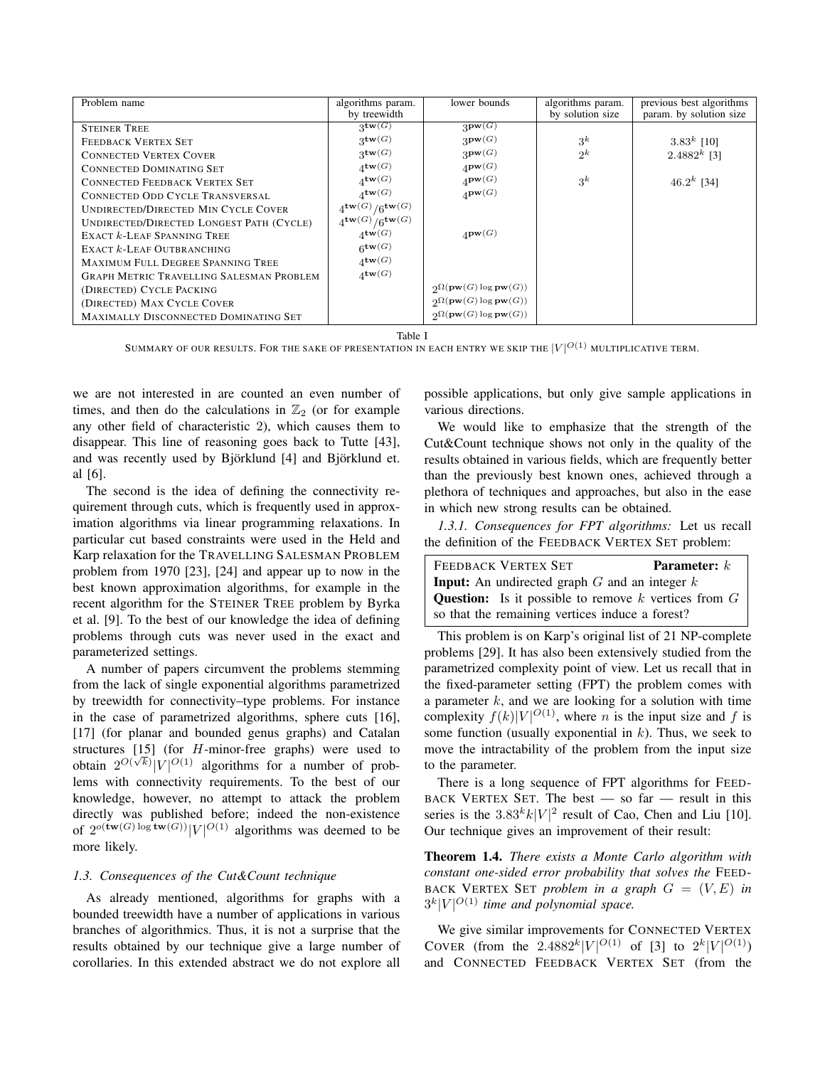| Problem name | algorithms param. by treewidth | lower bounds | algorithms param. by solution size | previous best algorithms param. by solution size |
|---|---|---|---|---|
| STEINER TREE | $3^{\mathbf{tw}(G)}$ | $3^{\mathbf{pw}(G)}$ | | |
| FEEDBACK VERTEX SET | $3^{\mathbf{tw}(G)}$ | $3^{\mathbf{pw}(G)}$ | $3^k$ | $3.83^k$ [10] |
| CONNECTED VERTEX COVER | $3^{\mathbf{tw}(G)}$ | $3^{\mathbf{pw}(G)}$ | $2^k$ | $2.4882^k$ [3] |
| CONNECTED DOMINATING SET | $4^{\mathbf{tw}(G)}$ | $4^{\mathbf{pw}(G)}$ | | |
| CONNECTED FEEDBACK VERTEX SET | $4^{\mathbf{tw}(G)}$ | $4^{\mathbf{pw}(G)}$ | $3^k$ | $46.2^k$ [34] |
| CONNECTED ODD CYCLE TRANSVERSAL | $4^{\mathbf{tw}(G)}$ | $4^{\mathbf{pw}(G)}$ | | |
| UNDIRECTED/DIRECTED MIN CYCLE COVER | $4^{\mathbf{tw}(G)}/6^{\mathbf{tw}(G)}$ | | | |
| UNDIRECTED/DIRECTED LONGEST PATH (CYCLE) | $4^{\mathbf{tw}(G)}/6^{\mathbf{tw}(G)}$ | | | |
| EXACT $k$-LEAF SPANNING TREE | $4^{\mathbf{tw}(G)}$ | $4^{\mathbf{pw}(G)}$ | | |
| EXACT $k$-LEAF OUTBRANCHING | $6^{\mathbf{tw}(G)}$ | | | |
| MAXIMUM FULL DEGREE SPANNING TREE | $4^{\mathbf{tw}(G)}$ | | | |
| GRAPH METRIC TRAVELLING SALESMAN PROBLEM | $4^{\mathbf{tw}(G)}$ | | | |
| (DIRECTED) CYCLE PACKING | | $2^{\Omega(\mathbf{pw}(G)\log \mathbf{pw}(G))}$ | | |
| (DIRECTED) MAX CYCLE COVER | | $2^{\Omega(\mathbf{pw}(G)\log \mathbf{pw}(G))}$ | | |
| MAXIMALLY DISCONNECTED DOMINATING SET | | $2^{\Omega(\mathbf{pw}(G)\log \mathbf{pw}(G))}$ | | |

Table I

SUMMARY OF OUR RESULTS. FOR THE SAKE OF PRESENTATION IN EACH ENTRY WE SKIP THE $|V|^{O(1)}$ MULTIPLICATIVE TERM.

we are not interested in are counted an even number of times, and then do the calculations in $\mathbb{Z}_2$ (or for example any other field of characteristic 2), which causes them to disappear. This line of reasoning goes back to Tutte [43], and was recently used by Björklund [4] and Björklund et. al [6].

The second is the idea of defining the connectivity requirement through cuts, which is frequently used in approximation algorithms via linear programming relaxations. In particular cut based constraints were used in the Held and Karp relaxation for the TRAVELLING SALESMAN PROBLEM problem from 1970 [23], [24] and appear up to now in the best known approximation algorithms, for example in the recent algorithm for the STEINER TREE problem by Byrka et al. [9]. To the best of our knowledge the idea of defining problems through cuts was never used in the exact and parameterized settings.

A number of papers circumvent the problems stemming from the lack of single exponential algorithms parametrized by treewidth for connectivity–type problems. For instance in the case of parametrized algorithms, sphere cuts [16], [17] (for planar and bounded genus graphs) and Catalan structures [15] (for $H$-minor-free graphs) were used to obtain $2^{O(\sqrt{k})}|V|^{O(1)}$ algorithms for a number of problems with connectivity requirements. To the best of our knowledge, however, no attempt to attack the problem directly was published before; indeed the non-existence of $2^{o(\mathbf{tw}(G)\log \mathbf{tw}(G))}|V|^{O(1)}$ algorithms was deemed to be more likely.

### 1.3. Consequences of the Cut&Count technique

As already mentioned, algorithms for graphs with a bounded treewidth have a number of applications in various branches of algorithmics. Thus, it is not a surprise that the results obtained by our technique give a large number of corollaries. In this extended abstract we do not explore all possible applications, but only give sample applications in various directions.

We would like to emphasize that the strength of the Cut&Count technique shows not only in the quality of the results obtained in various fields, which are frequently better than the previously best known ones, achieved through a plethora of techniques and approaches, but also in the ease in which new strong results can be obtained.

*1.3.1. Consequences for FPT algorithms:* Let us recall the definition of the FEEDBACK VERTEX SET problem:

> FEEDBACK VERTEX SET **Parameter:** $k$
> **Input:** An undirected graph $G$ and an integer $k$
> **Question:** Is it possible to remove $k$ vertices from $G$ so that the remaining vertices induce a forest?

This problem is on Karp's original list of 21 NP-complete problems [29]. It has also been extensively studied from the parametrized complexity point of view. Let us recall that in the fixed-parameter setting (FPT) the problem comes with a parameter $k$, and we are looking for a solution with time complexity $f(k)|V|^{O(1)}$, where $n$ is the input size and $f$ is some function (usually exponential in $k$). Thus, we seek to move the intractability of the problem from the input size to the parameter.

There is a long sequence of FPT algorithms for FEEDBACK VERTEX SET. The best — so far — result in this series is the $3.83^k k|V|^2$ result of Cao, Chen and Liu [10]. Our technique gives an improvement of their result:

**Theorem 1.4.** *There exists a Monte Carlo algorithm with constant one-sided error probability that solves the* FEEDBACK VERTEX SET *problem in a graph $G = (V, E)$ in $3^k|V|^{O(1)}$ time and polynomial space.*

We give similar improvements for CONNECTED VERTEX COVER (from the $2.4882^k|V|^{O(1)}$ of [3] to $2^k|V|^{O(1)}$) and CONNECTED FEEDBACK VERTEX SET (from the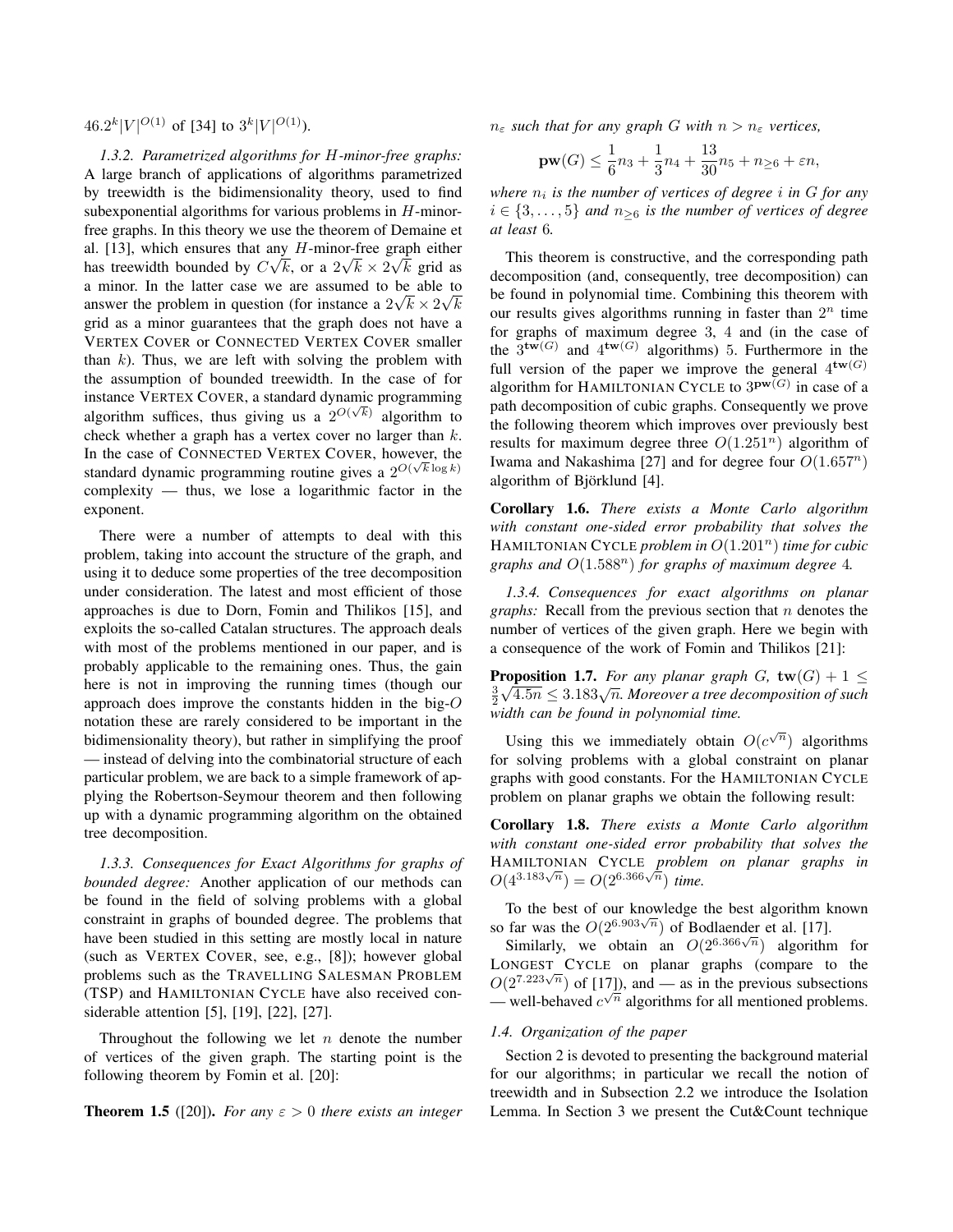$46.2^k|V|^{O(1)}$ of [34] to $3^k|V|^{O(1)}$).

*1.3.2. Parametrized algorithms for $H$-minor-free graphs:* A large branch of applications of algorithms parametrized by treewidth is the bidimensionality theory, used to find subexponential algorithms for various problems in $H$-minor-free graphs. In this theory we use the theorem of Demaine et al. [13], which ensures that any $H$-minor-free graph either has treewidth bounded by $C\sqrt{k}$, or a $2\sqrt{k} \times 2\sqrt{k}$ grid as a minor. In the latter case we are assumed to be able to answer the problem in question (for instance a $2\sqrt{k} \times 2\sqrt{k}$ grid as a minor guarantees that the graph does not have a VERTEX COVER or CONNECTED VERTEX COVER smaller than $k$). Thus, we are left with solving the problem with the assumption of bounded treewidth. In the case of for instance VERTEX COVER, a standard dynamic programming algorithm suffices, thus giving us a $2^{O(\sqrt{k})}$ algorithm to check whether a graph has a vertex cover no larger than $k$. In the case of CONNECTED VERTEX COVER, however, the standard dynamic programming routine gives a $2^{O(\sqrt{k}\log k)}$ complexity — thus, we lose a logarithmic factor in the exponent.

There were a number of attempts to deal with this problem, taking into account the structure of the graph, and using it to deduce some properties of the tree decomposition under consideration. The latest and most efficient of those approaches is due to Dorn, Fomin and Thilikos [15], and exploits the so-called Catalan structures. The approach deals with most of the problems mentioned in our paper, and is probably applicable to the remaining ones. Thus, the gain here is not in improving the running times (though our approach does improve the constants hidden in the big-$O$ notation these are rarely considered to be important in the bidimensionality theory), but rather in simplifying the proof — instead of delving into the combinatorial structure of each particular problem, we are back to a simple framework of applying the Robertson-Seymour theorem and then following up with a dynamic programming algorithm on the obtained tree decomposition.

*1.3.3. Consequences for Exact Algorithms for graphs of bounded degree:* Another application of our methods can be found in the field of solving problems with a global constraint in graphs of bounded degree. The problems that have been studied in this setting are mostly local in nature (such as VERTEX COVER, see, e.g., [8]); however global problems such as the TRAVELLING SALESMAN PROBLEM (TSP) and HAMILTONIAN CYCLE have also received considerable attention [5], [19], [22], [27].

Throughout the following we let $n$ denote the number of vertices of the given graph. The starting point is the following theorem by Fomin et al. [20]:

**Theorem 1.5** ([20]). *For any $\varepsilon > 0$ there exists an integer $n_\varepsilon$ such that for any graph $G$ with $n > n_\varepsilon$ vertices,*

$$\mathbf{pw}(G) \leq \frac{1}{6}n_3 + \frac{1}{3}n_4 + \frac{13}{30}n_5 + n_{\geq 6} + \varepsilon n,$$

*where $n_i$ is the number of vertices of degree $i$ in $G$ for any $i \in \{3, \ldots, 5\}$ and $n_{\geq 6}$ is the number of vertices of degree at least 6.*

This theorem is constructive, and the corresponding path decomposition (and, consequently, tree decomposition) can be found in polynomial time. Combining this theorem with our results gives algorithms running in faster than $2^n$ time for graphs of maximum degree 3, 4 and (in the case of the $3^{\mathbf{tw}(G)}$ and $4^{\mathbf{tw}(G)}$ algorithms) 5. Furthermore in the full version of the paper we improve the general $4^{\mathbf{tw}(G)}$ algorithm for HAMILTONIAN CYCLE to $3^{\mathbf{pw}(G)}$ in case of a path decomposition of cubic graphs. Consequently we prove the following theorem which improves over previously best results for maximum degree three $O(1.251^n)$ algorithm of Iwama and Nakashima [27] and for degree four $O(1.657^n)$ algorithm of Björklund [4].

**Corollary 1.6.** *There exists a Monte Carlo algorithm with constant one-sided error probability that solves the HAMILTONIAN CYCLE problem in $O(1.201^n)$ time for cubic graphs and $O(1.588^n)$ for graphs of maximum degree 4.*

*1.3.4. Consequences for exact algorithms on planar graphs:* Recall from the previous section that $n$ denotes the number of vertices of the given graph. Here we begin with a consequence of the work of Fomin and Thilikos [21]:

**Proposition 1.7.** *For any planar graph $G$, $\mathbf{tw}(G) + 1 \leq \frac{3}{2}\sqrt{4.5n} \leq 3.183\sqrt{n}$. Moreover a tree decomposition of such width can be found in polynomial time.*

Using this we immediately obtain $O(c^{\sqrt{n}})$ algorithms for solving problems with a global constraint on planar graphs with good constants. For the HAMILTONIAN CYCLE problem on planar graphs we obtain the following result:

**Corollary 1.8.** *There exists a Monte Carlo algorithm with constant one-sided error probability that solves the HAMILTONIAN CYCLE problem on planar graphs in $O(4^{3.183\sqrt{n}}) = O(2^{6.366\sqrt{n}})$ time.*

To the best of our knowledge the best algorithm known so far was the $O(2^{6.903\sqrt{n}})$ of Bodlaender et al. [17].

Similarly, we obtain an $O(2^{6.366\sqrt{n}})$ algorithm for LONGEST CYCLE on planar graphs (compare to the $O(2^{7.223\sqrt{n}})$ of [17]), and — as in the previous subsections — well-behaved $c^{\sqrt{n}}$ algorithms for all mentioned problems.

### 1.4. Organization of the paper

Section 2 is devoted to presenting the background material for our algorithms; in particular we recall the notion of treewidth and in Subsection 2.2 we introduce the Isolation Lemma. In Section 3 we present the Cut&Count technique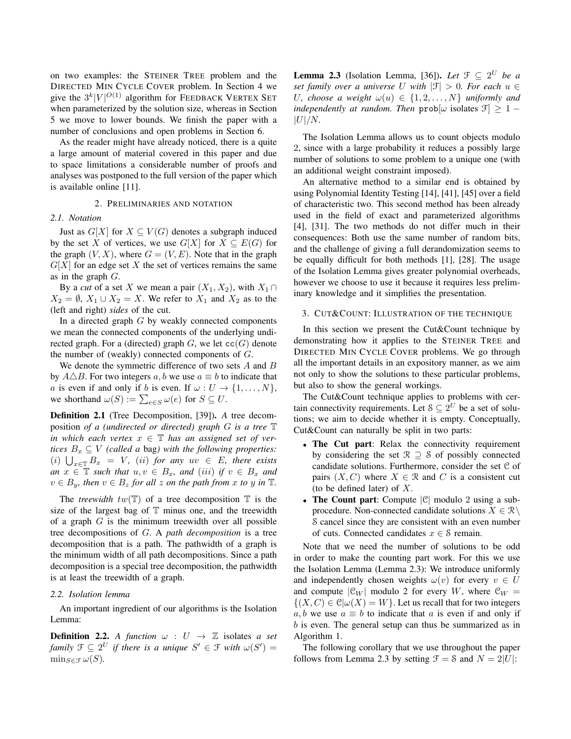on two examples: the Steiner Tree problem and the Directed Min Cycle Cover problem. In Section 4 we give the $3^k|V|^{O(1)}$ algorithm for Feedback Vertex Set when parameterized by the solution size, whereas in Section 5 we move to lower bounds. We finish the paper with a number of conclusions and open problems in Section 6.

As the reader might have already noticed, there is a quite a large amount of material covered in this paper and due to space limitations a considerable number of proofs and analyses was postponed to the full version of the paper which is available online [11].

## 2. Preliminaries and notation

### 2.1. Notation

Just as $G[X]$ for $X \subseteq V(G)$ denotes a subgraph induced by the set $X$ of vertices, we use $G[X]$ for $X \subseteq E(G)$ for the graph $(V, X)$, where $G = (V, E)$. Note that in the graph $G[X]$ for an edge set $X$ the set of vertices remains the same as in the graph $G$.

By a *cut* of a set $X$ we mean a pair $(X_1, X_2)$, with $X_1 \cap X_2 = \emptyset$, $X_1 \cup X_2 = X$. We refer to $X_1$ and $X_2$ as to the (left and right) *sides* of the cut.

In a directed graph $G$ by weakly connected components we mean the connected components of the underlying undirected graph. For a (directed) graph $G$, we let $\mathtt{cc}(G)$ denote the number of (weakly) connected components of $G$.

We denote the symmetric difference of two sets $A$ and $B$ by $A \triangle B$. For two integers $a, b$ we use $a \equiv b$ to indicate that $a$ is even if and only if $b$ is even. If $\omega : U \to \{1, \ldots, N\}$, we shorthand $\omega(S) := \sum_{e \in S} \omega(e)$ for $S \subseteq U$.

**Definition 2.1** (Tree Decomposition, [39]). *A* tree decomposition *of a (undirected or directed) graph $G$ is a tree $\mathbb{T}$ in which each vertex $x \in \mathbb{T}$ has an assigned set of vertices $B_x \subseteq V$ (called a* bag*) with the following properties: (i) $\bigcup_{x \in \mathbb{T}} B_x = V$, (ii) for any $uv \in E$, there exists an $x \in \mathbb{T}$ such that $u, v \in B_x$, and (iii) if $v \in B_x$ and $v \in B_y$, then $v \in B_z$ for all $z$ on the path from $x$ to $y$ in $\mathbb{T}$.*

The *treewidth* $tw(\mathbb{T})$ of a tree decomposition $\mathbb{T}$ is the size of the largest bag of $\mathbb{T}$ minus one, and the treewidth of a graph $G$ is the minimum treewidth over all possible tree decompositions of $G$. A *path decomposition* is a tree decomposition that is a path. The pathwidth of a graph is the minimum width of all path decompositions. Since a path decomposition is a special tree decomposition, the pathwidth is at least the treewidth of a graph.

### 2.2. Isolation lemma

An important ingredient of our algorithms is the Isolation Lemma:

**Definition 2.2.** *A function $\omega : U \to \mathbb{Z}$ isolates a set family $\mathcal{F} \subseteq 2^U$ if there is a unique $S' \in \mathcal{F}$ with $\omega(S') = \min_{S \in \mathcal{F}} \omega(S)$.*

**Lemma 2.3** (Isolation Lemma, [36]). *Let $\mathcal{F} \subseteq 2^U$ be a set family over a universe $U$ with $|\mathcal{F}| > 0$. For each $u \in U$, choose a weight $\omega(u) \in \{1, 2, \ldots, N\}$ uniformly and independently at random. Then* $\mathtt{prob}[\omega$ isolates $\mathcal{F}] \geq 1 - |U|/N$.

The Isolation Lemma allows us to count objects modulo 2, since with a large probability it reduces a possibly large number of solutions to some problem to a unique one (with an additional weight constraint imposed).

An alternative method to a similar end is obtained by using Polynomial Identity Testing [14], [41], [45] over a field of characteristic two. This second method has been already used in the field of exact and parameterized algorithms [4], [31]. The two methods do not differ much in their consequences: Both use the same number of random bits, and the challenge of giving a full derandomization seems to be equally difficult for both methods [1], [28]. The usage of the Isolation Lemma gives greater polynomial overheads, however we choose to use it because it requires less preliminary knowledge and it simplifies the presentation.

## 3. Cut&Count: Illustration of the technique

In this section we present the Cut&Count technique by demonstrating how it applies to the Steiner Tree and Directed Min Cycle Cover problems. We go through all the important details in an expository manner, as we aim not only to show the solutions to these particular problems, but also to show the general workings.

The Cut&Count technique applies to problems with certain connectivity requirements. Let $\mathcal{S} \subseteq 2^U$ be a set of solutions; we aim to decide whether it is empty. Conceptually, Cut&Count can naturally be split in two parts:

- **The Cut part**: Relax the connectivity requirement by considering the set $\mathcal{R} \supseteq \mathcal{S}$ of possibly connected candidate solutions. Furthermore, consider the set $\mathcal{C}$ of pairs $(X, C)$ where $X \in \mathcal{R}$ and $C$ is a consistent cut (to be defined later) of $X$.
- **The Count part**: Compute $|\mathcal{C}|$ modulo 2 using a subprocedure. Non-connected candidate solutions $X \in \mathcal{R} \setminus \mathcal{S}$ cancel since they are consistent with an even number of cuts. Connected candidates $x \in \mathcal{S}$ remain.

Note that we need the number of solutions to be odd in order to make the counting part work. For this we use the Isolation Lemma (Lemma 2.3): We introduce uniformly and independently chosen weights $\omega(v)$ for every $v \in U$ and compute $|\mathcal{C}_W|$ modulo 2 for every $W$, where $\mathcal{C}_W = \{(X, C) \in \mathcal{C} | \omega(X) = W\}$. Let us recall that for two integers $a, b$ we use $a \equiv b$ to indicate that $a$ is even if and only if $b$ is even. The general setup can thus be summarized as in Algorithm 1.

The following corollary that we use throughout the paper follows from Lemma 2.3 by setting $\mathcal{F} = \mathcal{S}$ and $N = 2|U|$: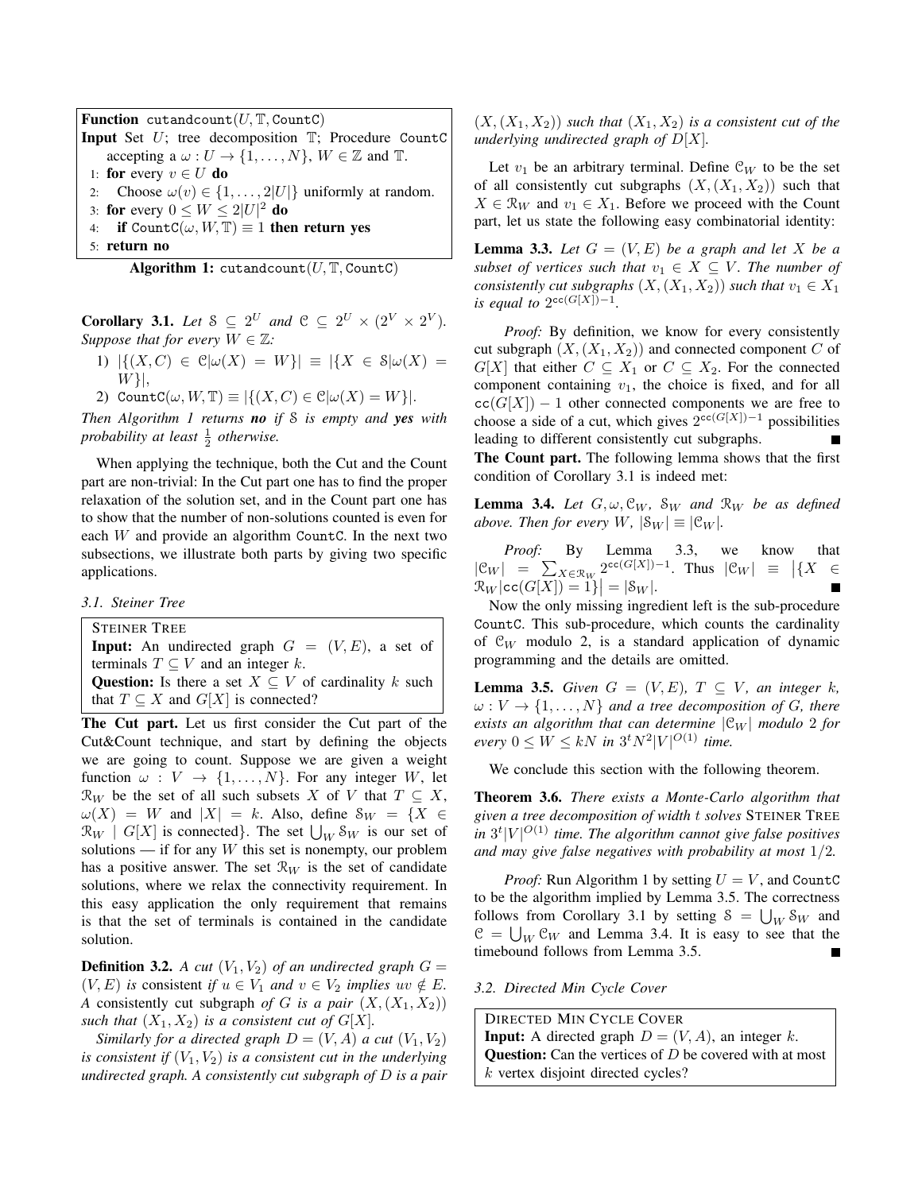**Function** cutandcount$(U, \mathbb{T}, \texttt{CountC})$
**Input** Set $U$; tree decomposition $\mathbb{T}$; Procedure CountC accepting a $\omega : U \to \{1, \ldots, N\}$, $W \in \mathbb{Z}$ and $\mathbb{T}$.

```
1: for every v ∈ U do
2:    Choose ω(v) ∈ {1, ..., 2|U|} uniformly at random.
3: for every 0 ≤ W ≤ 2|U|^2 do
4:    if CountC(ω, W, T) ≡ 1 then return yes
5: return no
```

**Algorithm 1:** cutandcount$(U, \mathbb{T}, \texttt{CountC})$

**Corollary 3.1.** *Let $\mathcal{S} \subseteq 2^U$ and $\mathcal{C} \subseteq 2^U \times (2^V \times 2^V)$. Suppose that for every $W \in \mathbb{Z}$:*

1) $|\{(X, C) \in \mathcal{C} | \omega(X) = W\}| \equiv |\{X \in \mathcal{S} | \omega(X) = W\}|$,
2) $\texttt{CountC}(\omega, W, \mathbb{T}) \equiv |\{(X, C) \in \mathcal{C} | \omega(X) = W\}|$.

*Then Algorithm 1 returns **no** if $\mathcal{S}$ is empty and **yes** with probability at least $\frac{1}{2}$ otherwise.*

When applying the technique, both the Cut and the Count part are non-trivial: In the Cut part one has to find the proper relaxation of the solution set, and in the Count part one has to show that the number of non-solutions counted is even for each $W$ and provide an algorithm CountC. In the next two subsections, we illustrate both parts by giving two specific applications.

### 3.1. Steiner Tree

> STEINER TREE
> **Input:** An undirected graph $G = (V, E)$, a set of terminals $T \subseteq V$ and an integer $k$.
> **Question:** Is there a set $X \subseteq V$ of cardinality $k$ such that $T \subseteq X$ and $G[X]$ is connected?

**The Cut part.** Let us first consider the Cut part of the Cut&Count technique, and start by defining the objects we are going to count. Suppose we are given a weight function $\omega : V \to \{1, \ldots, N\}$. For any integer $W$, let $\mathcal{R}_W$ be the set of all such subsets $X$ of $V$ that $T \subseteq X$, $\omega(X) = W$ and $|X| = k$. Also, define $\mathcal{S}_W = \{X \in \mathcal{R}_W \mid G[X] \text{ is connected}\}$. The set $\bigcup_W \mathcal{S}_W$ is our set of solutions — if for any $W$ this set is nonempty, our problem has a positive answer. The set $\mathcal{R}_W$ is the set of candidate solutions, where we relax the connectivity requirement. In this easy application the only requirement that remains is that the set of terminals is contained in the candidate solution.

**Definition 3.2.** *A cut $(V_1, V_2)$ of an undirected graph $G = (V, E)$ is* consistent *if $u \in V_1$ and $v \in V_2$ implies $uv \notin E$. A* consistently cut subgraph *of $G$ is a pair $(X, (X_1, X_2))$ such that $(X_1, X_2)$ is a consistent cut of $G[X]$.*

*Similarly for a directed graph $D = (V, A)$ a cut $(V_1, V_2)$ is consistent if $(V_1, V_2)$ is a consistent cut in the underlying undirected graph. A consistently cut subgraph of $D$ is a pair $(X, (X_1, X_2))$ such that $(X_1, X_2)$ is a consistent cut of the underlying undirected graph of $D[X]$.*

Let $v_1$ be an arbitrary terminal. Define $\mathcal{C}_W$ to be the set of all consistently cut subgraphs $(X, (X_1, X_2))$ such that $X \in \mathcal{R}_W$ and $v_1 \in X_1$. Before we proceed with the Count part, let us state the following easy combinatorial identity:

**Lemma 3.3.** *Let $G = (V, E)$ be a graph and let $X$ be a subset of vertices such that $v_1 \in X \subseteq V$. The number of consistently cut subgraphs $(X, (X_1, X_2))$ such that $v_1 \in X_1$ is equal to $2^{\mathtt{cc}(G[X])-1}$.*

*Proof:* By definition, we know for every consistently cut subgraph $(X, (X_1, X_2))$ and connected component $C$ of $G[X]$ that either $C \subseteq X_1$ or $C \subseteq X_2$. For the connected component containing $v_1$, the choice is fixed, and for all $\mathtt{cc}(G[X]) - 1$ other connected components we are free to choose a side of a cut, which gives $2^{\mathtt{cc}(G[X])-1}$ possibilities leading to different consistently cut subgraphs. ∎

**The Count part.** The following lemma shows that the first condition of Corollary 3.1 is indeed met:

**Lemma 3.4.** *Let $G, \omega, \mathcal{C}_W$, $\mathcal{S}_W$ and $\mathcal{R}_W$ be as defined above. Then for every $W$, $|\mathcal{S}_W| \equiv |\mathcal{C}_W|$.*

*Proof:* By Lemma 3.3, we know that $|\mathcal{C}_W| = \sum_{X \in \mathcal{R}_W} 2^{\mathtt{cc}(G[X])-1}$. Thus $|\mathcal{C}_W| \equiv \left|\{X \in \mathcal{R}_W | \mathtt{cc}(G[X]) = 1\}\right| = |\mathcal{S}_W|$. ∎

Now the only missing ingredient left is the sub-procedure CountC. This sub-procedure, which counts the cardinality of $\mathcal{C}_W$ modulo 2, is a standard application of dynamic programming and the details are omitted.

**Lemma 3.5.** *Given $G = (V, E)$, $T \subseteq V$, an integer $k$, $\omega : V \to \{1, \ldots, N\}$ and a tree decomposition of $G$, there exists an algorithm that can determine $|\mathcal{C}_W|$ modulo 2 for every $0 \leq W \leq kN$ in $3^t N^2 |V|^{O(1)}$ time.*

We conclude this section with the following theorem.

**Theorem 3.6.** *There exists a Monte-Carlo algorithm that given a tree decomposition of width $t$ solves* STEINER TREE *in $3^t |V|^{O(1)}$ time. The algorithm cannot give false positives and may give false negatives with probability at most $1/2$.*

*Proof:* Run Algorithm 1 by setting $U = V$, and CountC to be the algorithm implied by Lemma 3.5. The correctness follows from Corollary 3.1 by setting $\mathcal{S} = \bigcup_W \mathcal{S}_W$ and $\mathcal{C} = \bigcup_W \mathcal{C}_W$ and Lemma 3.4. It is easy to see that the timebound follows from Lemma 3.5. ∎

### 3.2. Directed Min Cycle Cover

> DIRECTED MIN CYCLE COVER
> **Input:** A directed graph $D = (V, A)$, an integer $k$.
> **Question:** Can the vertices of $D$ be covered with at most $k$ vertex disjoint directed cycles?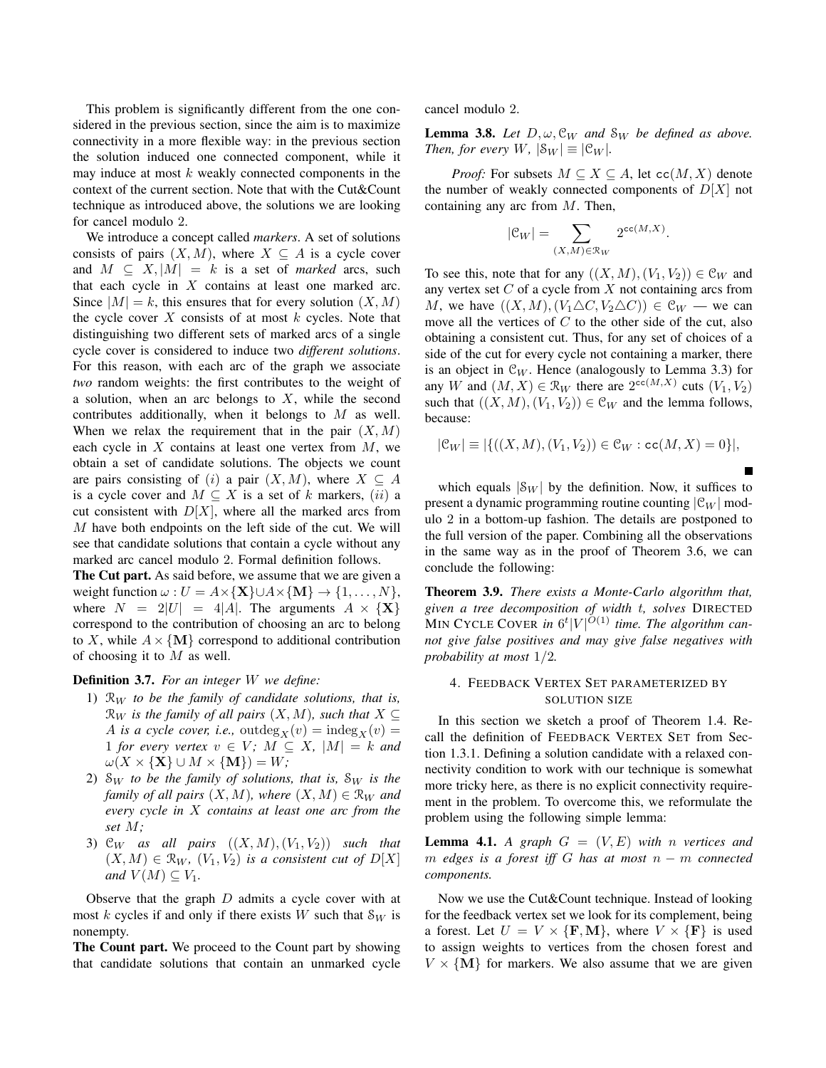This problem is significantly different from the one considered in the previous section, since the aim is to maximize connectivity in a more flexible way: in the previous section the solution induced one connected component, while it may induce at most $k$ weakly connected components in the context of the current section. Note that with the Cut&Count technique as introduced above, the solutions we are looking for cancel modulo 2.

We introduce a concept called *markers*. A set of solutions consists of pairs $(X, M)$, where $X \subseteq A$ is a cycle cover and $M \subseteq X, |M| = k$ is a set of *marked* arcs, such that each cycle in $X$ contains at least one marked arc. Since $|M| = k$, this ensures that for every solution $(X, M)$ the cycle cover $X$ consists of at most $k$ cycles. Note that distinguishing two different sets of marked arcs of a single cycle cover is considered to induce two *different solutions*. For this reason, with each arc of the graph we associate *two* random weights: the first contributes to the weight of a solution, when an arc belongs to $X$, while the second contributes additionally, when it belongs to $M$ as well. When we relax the requirement that in the pair $(X, M)$ each cycle in $X$ contains at least one vertex from $M$, we obtain a set of candidate solutions. The objects we count are pairs consisting of $(i)$ a pair $(X, M)$, where $X \subseteq A$ is a cycle cover and $M \subseteq X$ is a set of $k$ markers, $(ii)$ a cut consistent with $D[X]$, where all the marked arcs from $M$ have both endpoints on the left side of the cut. We will see that candidate solutions that contain a cycle without any marked arc cancel modulo 2. Formal definition follows.

**The Cut part.** As said before, we assume that we are given a weight function $\omega : U = A \times \{\mathbf{X}\} \cup A \times \{\mathbf{M}\} \to \{1, \ldots, N\}$, where $N = 2|U| = 4|A|$. The arguments $A \times \{\mathbf{X}\}$ correspond to the contribution of choosing an arc to belong to $X$, while $A \times \{\mathbf{M}\}$ correspond to additional contribution of choosing it to $M$ as well.

**Definition 3.7.** *For an integer $W$ we define:*

1) *$\mathcal{R}_W$ to be the family of candidate solutions, that is, $\mathcal{R}_W$ is the family of all pairs $(X, M)$, such that $X \subseteq A$ is a cycle cover, i.e., $\operatorname{outdeg}_X(v) = \operatorname{indeg}_X(v) = 1$ for every vertex $v \in V$; $M \subseteq X$, $|M| = k$ and $\omega(X \times \{\mathbf{X}\} \cup M \times \{\mathbf{M}\}) = W$;*
2) *$\mathcal{S}_W$ to be the family of solutions, that is, $\mathcal{S}_W$ is the family of all pairs $(X, M)$, where $(X, M) \in \mathcal{R}_W$ and every cycle in $X$ contains at least one arc from the set $M$;*
3) *$\mathcal{C}_W$ as all pairs $((X, M), (V_1, V_2))$ such that $(X, M) \in \mathcal{R}_W$, $(V_1, V_2)$ is a consistent cut of $D[X]$ and $V(M) \subseteq V_1$.*

Observe that the graph $D$ admits a cycle cover with at most $k$ cycles if and only if there exists $W$ such that $\mathcal{S}_W$ is nonempty.

**The Count part.** We proceed to the Count part by showing that candidate solutions that contain an unmarked cycle cancel modulo 2.

**Lemma 3.8.** *Let $D, \omega, \mathcal{C}_W$ and $\mathcal{S}_W$ be defined as above. Then, for every $W$, $|\mathcal{S}_W| \equiv |\mathcal{C}_W|$.*

*Proof:* For subsets $M \subseteq X \subseteq A$, let $\mathtt{cc}(M, X)$ denote the number of weakly connected components of $D[X]$ not containing any arc from $M$. Then,

$$|\mathcal{C}_W| = \sum_{(X,M) \in \mathcal{R}_W} 2^{\mathtt{cc}(M,X)}.$$

To see this, note that for any $((X, M), (V_1, V_2)) \in \mathcal{C}_W$ and any vertex set $C$ of a cycle from $X$ not containing arcs from $M$, we have $((X, M), (V_1 \triangle C, V_2 \triangle C)) \in \mathcal{C}_W$ — we can move all the vertices of $C$ to the other side of the cut, also obtaining a consistent cut. Thus, for any set of choices of a side of the cut for every cycle not containing a marker, there is an object in $\mathcal{C}_W$. Hence (analogously to Lemma 3.3) for any $W$ and $(M, X) \in \mathcal{R}_W$ there are $2^{\mathtt{cc}(M,X)}$ cuts $(V_1, V_2)$ such that $((X, M), (V_1, V_2)) \in \mathcal{C}_W$ and the lemma follows, because:

$$|\mathcal{C}_W| \equiv |\{((X, M), (V_1, V_2)) \in \mathcal{C}_W : \mathtt{cc}(M, X) = 0\}|,$$

∎

which equals $|\mathcal{S}_W|$ by the definition. Now, it suffices to present a dynamic programming routine counting $|\mathcal{C}_W|$ modulo 2 in a bottom-up fashion. The details are postponed to the full version of the paper. Combining all the observations in the same way as in the proof of Theorem 3.6, we can conclude the following:

**Theorem 3.9.** *There exists a Monte-Carlo algorithm that, given a tree decomposition of width $t$, solves* Directed Min Cycle Cover *in $6^t |V|^{O(1)}$ time. The algorithm cannot give false positives and may give false negatives with probability at most $1/2$.*

## 4. Feedback Vertex Set parameterized by solution size

In this section we sketch a proof of Theorem 1.4. Recall the definition of Feedback Vertex Set from Section 1.3.1. Defining a solution candidate with a relaxed connectivity condition to work with our technique is somewhat more tricky here, as there is no explicit connectivity requirement in the problem. To overcome this, we reformulate the problem using the following simple lemma:

**Lemma 4.1.** *A graph $G = (V, E)$ with $n$ vertices and $m$ edges is a forest iff $G$ has at most $n - m$ connected components.*

Now we use the Cut&Count technique. Instead of looking for the feedback vertex set we look for its complement, being a forest. Let $U = V \times \{\mathbf{F}, \mathbf{M}\}$, where $V \times \{\mathbf{F}\}$ is used to assign weights to vertices from the chosen forest and $V \times \{\mathbf{M}\}$ for markers. We also assume that we are given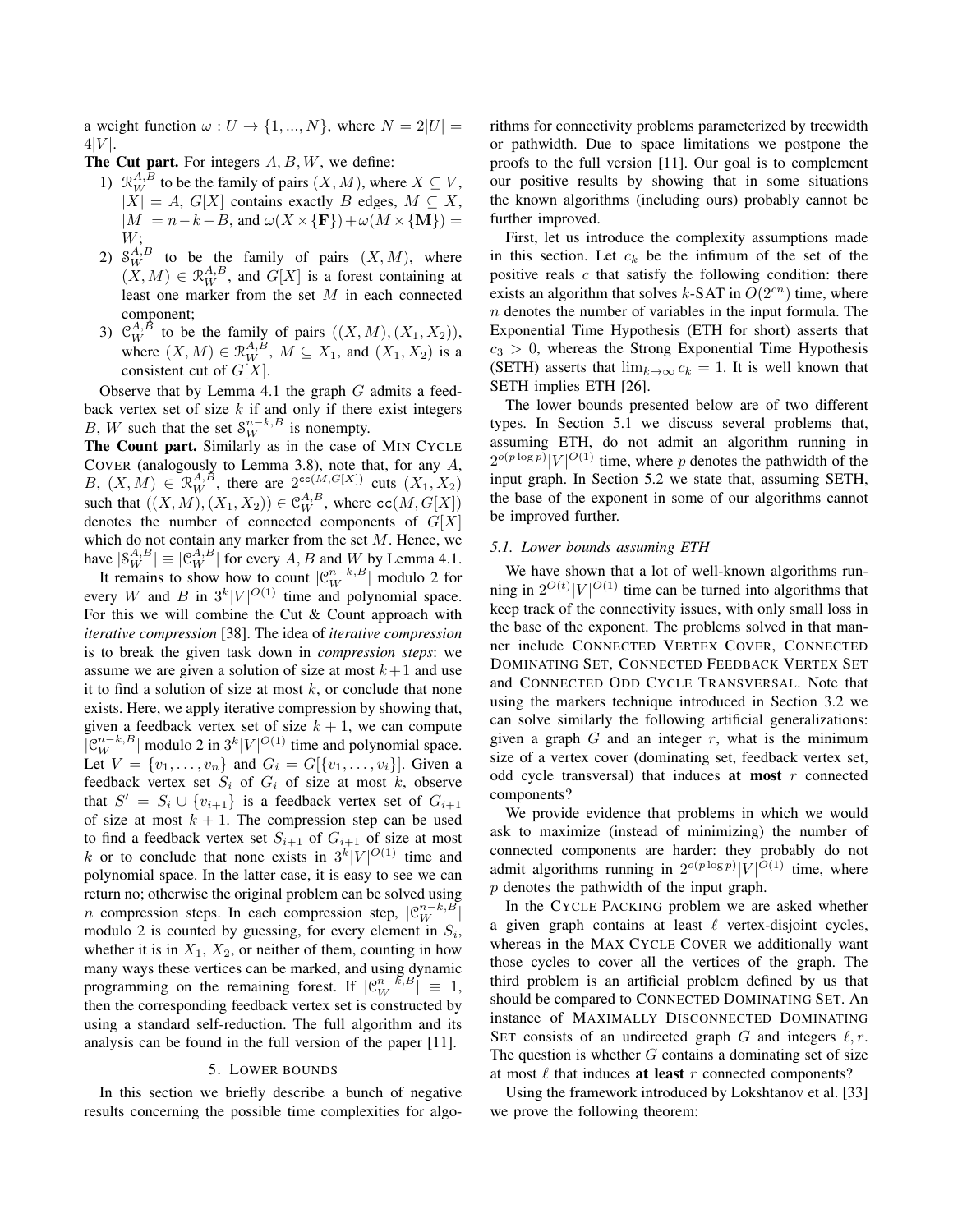a weight function $\omega : U \to \{1, ..., N\}$, where $N = 2|U| = 4|V|$.

**The Cut part.** For integers $A, B, W$, we define:

1) $\mathcal{R}_W^{A,B}$ to be the family of pairs $(X, M)$, where $X \subseteq V$, $|X| = A$, $G[X]$ contains exactly $B$ edges, $M \subseteq X$, $|M| = n-k-B$, and $\omega(X \times \{\mathbf{F}\}) + \omega(M \times \{\mathbf{M}\}) = W$;
2) $\mathcal{S}_W^{A,B}$ to be the family of pairs $(X, M)$, where $(X, M) \in \mathcal{R}_W^{A,B}$, and $G[X]$ is a forest containing at least one marker from the set $M$ in each connected component;
3) $\mathcal{C}_W^{A,B}$ to be the family of pairs $((X, M), (X_1, X_2))$, where $(X, M) \in \mathcal{R}_W^{A,B}$, $M \subseteq X_1$, and $(X_1, X_2)$ is a consistent cut of $G[X]$.

Observe that by Lemma 4.1 the graph $G$ admits a feedback vertex set of size $k$ if and only if there exist integers $B$, $W$ such that the set $\mathcal{S}_W^{n-k,B}$ is nonempty.

**The Count part.** Similarly as in the case of MIN CYCLE COVER (analogously to Lemma 3.8), note that, for any $A$, $B$, $(X, M) \in \mathcal{R}_W^{A,B}$, there are $2^{\mathtt{cc}(M, G[X])}$ cuts $(X_1, X_2)$ such that $((X, M), (X_1, X_2)) \in \mathcal{C}_W^{A,B}$, where $\mathtt{cc}(M, G[X])$ denotes the number of connected components of $G[X]$ which do not contain any marker from the set $M$. Hence, we have $|\mathcal{S}_W^{A,B}| \equiv |\mathcal{C}_W^{A,B}|$ for every $A, B$ and $W$ by Lemma 4.1.

It remains to show how to count $|\mathcal{C}_W^{n-k,B}|$ modulo 2 for every $W$ and $B$ in $3^k|V|^{O(1)}$ time and polynomial space. For this we will combine the Cut & Count approach with *iterative compression* [38]. The idea of *iterative compression* is to break the given task down in *compression steps*: we assume we are given a solution of size at most $k+1$ and use it to find a solution of size at most $k$, or conclude that none exists. Here, we apply iterative compression by showing that, given a feedback vertex set of size $k+1$, we can compute $|\mathcal{C}_W^{n-k,B}|$ modulo 2 in $3^k|V|^{O(1)}$ time and polynomial space. Let $V = \{v_1, \ldots, v_n\}$ and $G_i = G[\{v_1, \ldots, v_i\}]$. Given a feedback vertex set $S_i$ of $G_i$ of size at most $k$, observe that $S' = S_i \cup \{v_{i+1}\}$ is a feedback vertex set of $G_{i+1}$ of size at most $k+1$. The compression step can be used to find a feedback vertex set $S_{i+1}$ of $G_{i+1}$ of size at most $k$ or to conclude that none exists in $3^k|V|^{O(1)}$ time and polynomial space. In the latter case, it is easy to see we can return no; otherwise the original problem can be solved using $n$ compression steps. In each compression step, $|\mathcal{C}_W^{n-k,B}|$ modulo 2 is counted by guessing, for every element in $S_i$, whether it is in $X_1$, $X_2$, or neither of them, counting in how many ways these vertices can be marked, and using dynamic programming on the remaining forest. If $|\mathcal{C}_W^{n-k,B}| \equiv 1$, then the corresponding feedback vertex set is constructed by using a standard self-reduction. The full algorithm and its analysis can be found in the full version of the paper [11].

## 5. LOWER BOUNDS

In this section we briefly describe a bunch of negative results concerning the possible time complexities for algorithms for connectivity problems parameterized by treewidth or pathwidth. Due to space limitations we postpone the proofs to the full version [11]. Our goal is to complement our positive results by showing that in some situations the known algorithms (including ours) probably cannot be further improved.

First, let us introduce the complexity assumptions made in this section. Let $c_k$ be the infimum of the set of the positive reals $c$ that satisfy the following condition: there exists an algorithm that solves $k$-SAT in $O(2^{cn})$ time, where $n$ denotes the number of variables in the input formula. The Exponential Time Hypothesis (ETH for short) asserts that $c_3 > 0$, whereas the Strong Exponential Time Hypothesis (SETH) asserts that $\lim_{k\to\infty} c_k = 1$. It is well known that SETH implies ETH [26].

The lower bounds presented below are of two different types. In Section 5.1 we discuss several problems that, assuming ETH, do not admit an algorithm running in $2^{o(p \log p)}|V|^{O(1)}$ time, where $p$ denotes the pathwidth of the input graph. In Section 5.2 we state that, assuming SETH, the base of the exponent in some of our algorithms cannot be improved further.

### *5.1. Lower bounds assuming ETH*

We have shown that a lot of well-known algorithms running in $2^{O(t)}|V|^{O(1)}$ time can be turned into algorithms that keep track of the connectivity issues, with only small loss in the base of the exponent. The problems solved in that manner include CONNECTED VERTEX COVER, CONNECTED DOMINATING SET, CONNECTED FEEDBACK VERTEX SET and CONNECTED ODD CYCLE TRANSVERSAL. Note that using the markers technique introduced in Section 3.2 we can solve similarly the following artificial generalizations: given a graph $G$ and an integer $r$, what is the minimum size of a vertex cover (dominating set, feedback vertex set, odd cycle transversal) that induces **at most** $r$ connected components?

We provide evidence that problems in which we would ask to maximize (instead of minimizing) the number of connected components are harder: they probably do not admit algorithms running in $2^{o(p \log p)}|V|^{O(1)}$ time, where $p$ denotes the pathwidth of the input graph.

In the CYCLE PACKING problem we are asked whether a given graph contains at least $\ell$ vertex-disjoint cycles, whereas in the MAX CYCLE COVER we additionally want those cycles to cover all the vertices of the graph. The third problem is an artificial problem defined by us that should be compared to CONNECTED DOMINATING SET. An instance of MAXIMALLY DISCONNECTED DOMINATING SET consists of an undirected graph $G$ and integers $\ell, r$. The question is whether $G$ contains a dominating set of size at most $\ell$ that induces **at least** $r$ connected components?

Using the framework introduced by Lokshtanov et al. [33] we prove the following theorem: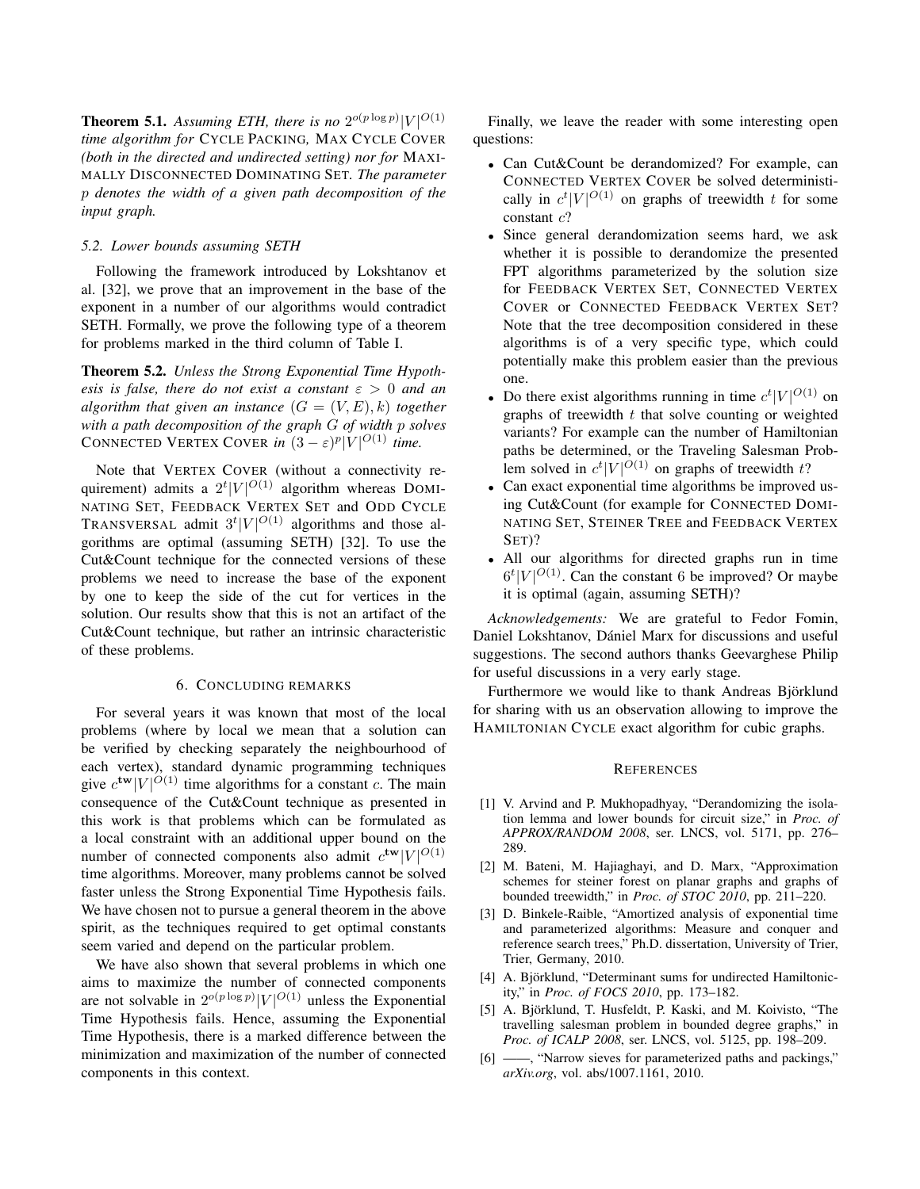**Theorem 5.1.** *Assuming ETH, there is no $2^{o(p \log p)}|V|^{O(1)}$ time algorithm for* Cycle Packing*,* Max Cycle Cover *(both in the directed and undirected setting) nor for* Maximally Disconnected Dominating Set*. The parameter $p$ denotes the width of a given path decomposition of the input graph.*

### 5.2. Lower bounds assuming SETH

Following the framework introduced by Lokshtanov et al. [32], we prove that an improvement in the base of the exponent in a number of our algorithms would contradict SETH. Formally, we prove the following type of a theorem for problems marked in the third column of Table I.

**Theorem 5.2.** *Unless the Strong Exponential Time Hypothesis is false, there do not exist a constant $\varepsilon > 0$ and an algorithm that given an instance $(G = (V, E), k)$ together with a path decomposition of the graph $G$ of width $p$ solves* Connected Vertex Cover *in $(3 - \varepsilon)^p|V|^{O(1)}$ time.*

Note that Vertex Cover (without a connectivity requirement) admits a $2^t|V|^{O(1)}$ algorithm whereas Dominating Set, Feedback Vertex Set and Odd Cycle Transversal admit $3^t|V|^{O(1)}$ algorithms and those algorithms are optimal (assuming SETH) [32]. To use the Cut&Count technique for the connected versions of these problems we need to increase the base of the exponent by one to keep the side of the cut for vertices in the solution. Our results show that this is not an artifact of the Cut&Count technique, but rather an intrinsic characteristic of these problems.

## 6. Concluding remarks

For several years it was known that most of the local problems (where by local we mean that a solution can be verified by checking separately the neighbourhood of each vertex), standard dynamic programming techniques give $c^{\mathbf{tw}}|V|^{O(1)}$ time algorithms for a constant $c$. The main consequence of the Cut&Count technique as presented in this work is that problems which can be formulated as a local constraint with an additional upper bound on the number of connected components also admit $c^{\mathbf{tw}}|V|^{O(1)}$ time algorithms. Moreover, many problems cannot be solved faster unless the Strong Exponential Time Hypothesis fails. We have chosen not to pursue a general theorem in the above spirit, as the techniques required to get optimal constants seem varied and depend on the particular problem.

We have also shown that several problems in which one aims to maximize the number of connected components are not solvable in $2^{o(p \log p)}|V|^{O(1)}$ unless the Exponential Time Hypothesis fails. Hence, assuming the Exponential Time Hypothesis, there is a marked difference between the minimization and maximization of the number of connected components in this context.

Finally, we leave the reader with some interesting open questions:

- Can Cut&Count be derandomized? For example, can Connected Vertex Cover be solved deterministically in $c^t|V|^{O(1)}$ on graphs of treewidth $t$ for some constant $c$?
- Since general derandomization seems hard, we ask whether it is possible to derandomize the presented FPT algorithms parameterized by the solution size for Feedback Vertex Set, Connected Vertex Cover or Connected Feedback Vertex Set? Note that the tree decomposition considered in these algorithms is of a very specific type, which could potentially make this problem easier than the previous one.
- Do there exist algorithms running in time $c^t|V|^{O(1)}$ on graphs of treewidth $t$ that solve counting or weighted variants? For example can the number of Hamiltonian paths be determined, or the Traveling Salesman Problem solved in $c^t|V|^{O(1)}$ on graphs of treewidth $t$?
- Can exact exponential time algorithms be improved using Cut&Count (for example for Connected Dominating Set, Steiner Tree and Feedback Vertex Set)?
- All our algorithms for directed graphs run in time $6^t|V|^{O(1)}$. Can the constant 6 be improved? Or maybe it is optimal (again, assuming SETH)?

*Acknowledgements:* We are grateful to Fedor Fomin, Daniel Lokshtanov, Dániel Marx for discussions and useful suggestions. The second authors thanks Geevarghese Philip for useful discussions in a very early stage.

Furthermore we would like to thank Andreas Björklund for sharing with us an observation allowing to improve the Hamiltonian Cycle exact algorithm for cubic graphs.

## References

[1] V. Arvind and P. Mukhopadhyay, "Derandomizing the isolation lemma and lower bounds for circuit size," in *Proc. of APPROX/RANDOM 2008*, ser. LNCS, vol. 5171, pp. 276–289.

[2] M. Bateni, M. Hajiaghayi, and D. Marx, "Approximation schemes for steiner forest on planar graphs and graphs of bounded treewidth," in *Proc. of STOC 2010*, pp. 211–220.

[3] D. Binkele-Raible, "Amortized analysis of exponential time and parameterized algorithms: Measure and conquer and reference search trees," Ph.D. dissertation, University of Trier, Trier, Germany, 2010.

[4] A. Björklund, "Determinant sums for undirected Hamiltonicity," in *Proc. of FOCS 2010*, pp. 173–182.

[5] A. Björklund, T. Husfeldt, P. Kaski, and M. Koivisto, "The travelling salesman problem in bounded degree graphs," in *Proc. of ICALP 2008*, ser. LNCS, vol. 5125, pp. 198–209.

[6] ——, "Narrow sieves for parameterized paths and packings," *arXiv.org*, vol. abs/1007.1161, 2010.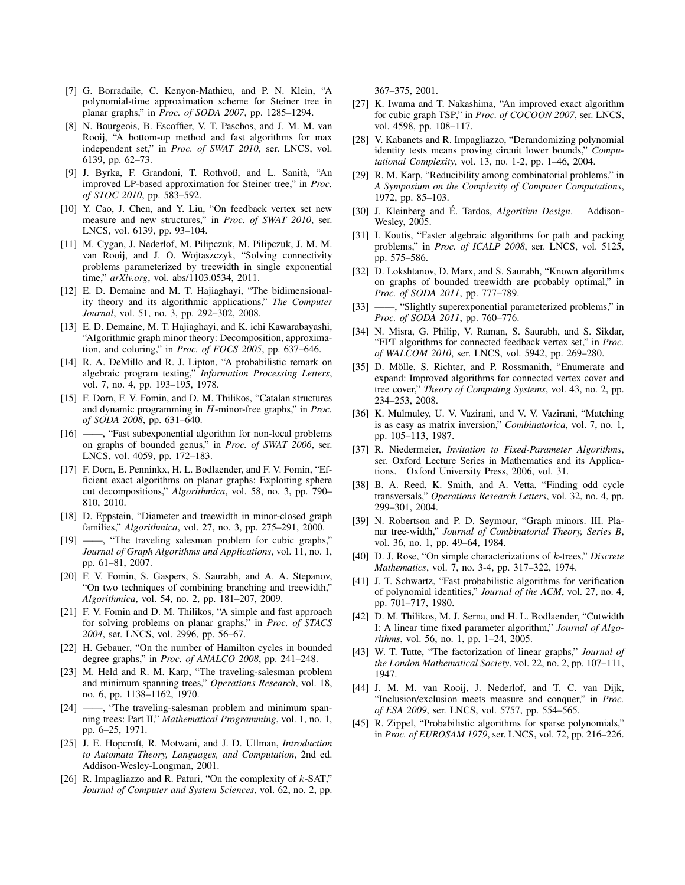[7] G. Borradaile, C. Kenyon-Mathieu, and P. N. Klein, "A polynomial-time approximation scheme for Steiner tree in planar graphs," in *Proc. of SODA 2007*, pp. 1285–1294.

[8] N. Bourgeois, B. Escoffier, V. T. Paschos, and J. M. M. van Rooij, "A bottom-up method and fast algorithms for max independent set," in *Proc. of SWAT 2010*, ser. LNCS, vol. 6139, pp. 62–73.

[9] J. Byrka, F. Grandoni, T. Rothvoß, and L. Sanità, "An improved LP-based approximation for Steiner tree," in *Proc. of STOC 2010*, pp. 583–592.

[10] Y. Cao, J. Chen, and Y. Liu, "On feedback vertex set new measure and new structures," in *Proc. of SWAT 2010*, ser. LNCS, vol. 6139, pp. 93–104.

[11] M. Cygan, J. Nederlof, M. Pilipczuk, M. Pilipczuk, J. M. M. van Rooij, and J. O. Wojtaszczyk, "Solving connectivity problems parameterized by treewidth in single exponential time," *arXiv.org*, vol. abs/1103.0534, 2011.

[12] E. D. Demaine and M. T. Hajiaghayi, "The bidimensionality theory and its algorithmic applications," *The Computer Journal*, vol. 51, no. 3, pp. 292–302, 2008.

[13] E. D. Demaine, M. T. Hajiaghayi, and K. ichi Kawarabayashi, "Algorithmic graph minor theory: Decomposition, approximation, and coloring," in *Proc. of FOCS 2005*, pp. 637–646.

[14] R. A. DeMillo and R. J. Lipton, "A probabilistic remark on algebraic program testing," *Information Processing Letters*, vol. 7, no. 4, pp. 193–195, 1978.

[15] F. Dorn, F. V. Fomin, and D. M. Thilikos, "Catalan structures and dynamic programming in $H$-minor-free graphs," in *Proc. of SODA 2008*, pp. 631–640.

[16] ——, "Fast subexponential algorithm for non-local problems on graphs of bounded genus," in *Proc. of SWAT 2006*, ser. LNCS, vol. 4059, pp. 172–183.

[17] F. Dorn, E. Penninkx, H. L. Bodlaender, and F. V. Fomin, "Efficient exact algorithms on planar graphs: Exploiting sphere cut decompositions," *Algorithmica*, vol. 58, no. 3, pp. 790–810, 2010.

[18] D. Eppstein, "Diameter and treewidth in minor-closed graph families," *Algorithmica*, vol. 27, no. 3, pp. 275–291, 2000.

[19] ——, "The traveling salesman problem for cubic graphs," *Journal of Graph Algorithms and Applications*, vol. 11, no. 1, pp. 61–81, 2007.

[20] F. V. Fomin, S. Gaspers, S. Saurabh, and A. A. Stepanov, "On two techniques of combining branching and treewidth," *Algorithmica*, vol. 54, no. 2, pp. 181–207, 2009.

[21] F. V. Fomin and D. M. Thilikos, "A simple and fast approach for solving problems on planar graphs," in *Proc. of STACS 2004*, ser. LNCS, vol. 2996, pp. 56–67.

[22] H. Gebauer, "On the number of Hamilton cycles in bounded degree graphs," in *Proc. of ANALCO 2008*, pp. 241–248.

[23] M. Held and R. M. Karp, "The traveling-salesman problem and minimum spanning trees," *Operations Research*, vol. 18, no. 6, pp. 1138–1162, 1970.

[24] ——, "The traveling-salesman problem and minimum spanning trees: Part II," *Mathematical Programming*, vol. 1, no. 1, pp. 6–25, 1971.

[25] J. E. Hopcroft, R. Motwani, and J. D. Ullman, *Introduction to Automata Theory, Languages, and Computation*, 2nd ed. Addison-Wesley-Longman, 2001.

[26] R. Impagliazzo and R. Paturi, "On the complexity of $k$-SAT," *Journal of Computer and System Sciences*, vol. 62, no. 2, pp. 367–375, 2001.

[27] K. Iwama and T. Nakashima, "An improved exact algorithm for cubic graph TSP," in *Proc. of COCOON 2007*, ser. LNCS, vol. 4598, pp. 108–117.

[28] V. Kabanets and R. Impagliazzo, "Derandomizing polynomial identity tests means proving circuit lower bounds," *Computational Complexity*, vol. 13, no. 1-2, pp. 1–46, 2004.

[29] R. M. Karp, "Reducibility among combinatorial problems," in *A Symposium on the Complexity of Computer Computations*, 1972, pp. 85–103.

[30] J. Kleinberg and É. Tardos, *Algorithm Design*. Addison-Wesley, 2005.

[31] I. Koutis, "Faster algebraic algorithms for path and packing problems," in *Proc. of ICALP 2008*, ser. LNCS, vol. 5125, pp. 575–586.

[32] D. Lokshtanov, D. Marx, and S. Saurabh, "Known algorithms on graphs of bounded treewidth are probably optimal," in *Proc. of SODA 2011*, pp. 777–789.

[33] ——, "Slightly superexponential parameterized problems," in *Proc. of SODA 2011*, pp. 760–776.

[34] N. Misra, G. Philip, V. Raman, S. Saurabh, and S. Sikdar, "FPT algorithms for connected feedback vertex set," in *Proc. of WALCOM 2010*, ser. LNCS, vol. 5942, pp. 269–280.

[35] D. Mölle, S. Richter, and P. Rossmanith, "Enumerate and expand: Improved algorithms for connected vertex cover and tree cover," *Theory of Computing Systems*, vol. 43, no. 2, pp. 234–253, 2008.

[36] K. Mulmuley, U. V. Vazirani, and V. V. Vazirani, "Matching is as easy as matrix inversion," *Combinatorica*, vol. 7, no. 1, pp. 105–113, 1987.

[37] R. Niedermeier, *Invitation to Fixed-Parameter Algorithms*, ser. Oxford Lecture Series in Mathematics and its Applications. Oxford University Press, 2006, vol. 31.

[38] B. A. Reed, K. Smith, and A. Vetta, "Finding odd cycle transversals," *Operations Research Letters*, vol. 32, no. 4, pp. 299–301, 2004.

[39] N. Robertson and P. D. Seymour, "Graph minors. III. Planar tree-width," *Journal of Combinatorial Theory, Series B*, vol. 36, no. 1, pp. 49–64, 1984.

[40] D. J. Rose, "On simple characterizations of $k$-trees," *Discrete Mathematics*, vol. 7, no. 3-4, pp. 317–322, 1974.

[41] J. T. Schwartz, "Fast probabilistic algorithms for verification of polynomial identities," *Journal of the ACM*, vol. 27, no. 4, pp. 701–717, 1980.

[42] D. M. Thilikos, M. J. Serna, and H. L. Bodlaender, "Cutwidth I: A linear time fixed parameter algorithm," *Journal of Algorithms*, vol. 56, no. 1, pp. 1–24, 2005.

[43] W. T. Tutte, "The factorization of linear graphs," *Journal of the London Mathematical Society*, vol. 22, no. 2, pp. 107–111, 1947.

[44] J. M. M. van Rooij, J. Nederlof, and T. C. van Dijk, "Inclusion/exclusion meets measure and conquer," in *Proc. of ESA 2009*, ser. LNCS, vol. 5757, pp. 554–565.

[45] R. Zippel, "Probabilistic algorithms for sparse polynomials," in *Proc. of EUROSAM 1979*, ser. LNCS, vol. 72, pp. 216–226.